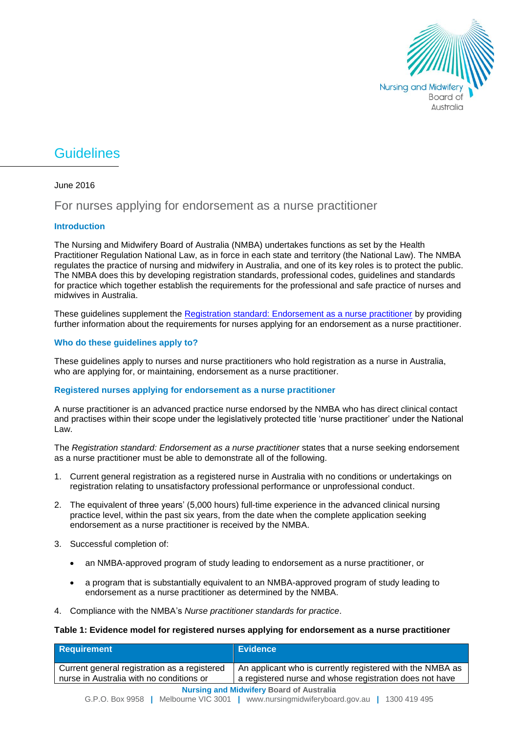# Guidelines

June 2016

## For nurses applying for endorsement as a nurse practitioner

### Introduction

The Nursing and Midwifery Board of Australia (NMBA) undertakes functions as set by the Health Practitioner Regulation National Law, as in force in each state and territory (the National Law). The NMBA regulates the practice of nursing and midwifery in Australia, and one of its key roles is to protect the public. The NMBA does this by developing registration standards, professional codes, guidelines and standards for practice which together establish the requirements for the professional and safe practice of nurses and midwives in Australia.

These guidelines supplement the [Registration standard: Endorsement as a nurse practitioner] by providing further information about the requirements for nurses applying for an endorsement as a nurse practitioner.

### Who do these guidelines apply to?

These guidelines apply to nurses and nurse practitioners who hold registration as a nurse in Australia, who are applying for, or maintaining, endorsement as a nurse practitioner.

### Registered nurses applying for endorsement as a nurse practitioner

A nurse practitioner is an advanced practice nurse endorsed by the NMBA who has direct clinical contact and practises within their scope under the legislatively protected title 'nurse practitioner' under the National Law.

The *Registration standard: Endorsement as a nurse practitioner* states that a nurse seeking endorsement as a nurse practitioner must be able to demonstrate all of the following.

1. Current general registration as a registered nurse in Australia with no conditions or undertakings on registration relating to unsatisfactory professional performance or unprofessional conduct.
2. The equivalent of three years' (5,000 hours) full-time experience in the advanced clinical nursing practice level, within the past six years, from the date when the complete application seeking endorsement as a nurse practitioner is received by the NMBA.
3. Successful completion of:
   - an NMBA-approved program of study leading to endorsement as a nurse practitioner, or
   - a program that is substantially equivalent to an NMBA-approved program of study leading to endorsement as a nurse practitioner as determined by the NMBA.
4. Compliance with the NMBA's *Nurse practitioner standards for practice*.

**Table 1: Evidence model for registered nurses applying for endorsement as a nurse practitioner**

| Requirement | Evidence |
|---|---|
| Current general registration as a registered nurse in Australia with no conditions or | An applicant who is currently registered with the NMBA as a registered nurse and whose registration does not have |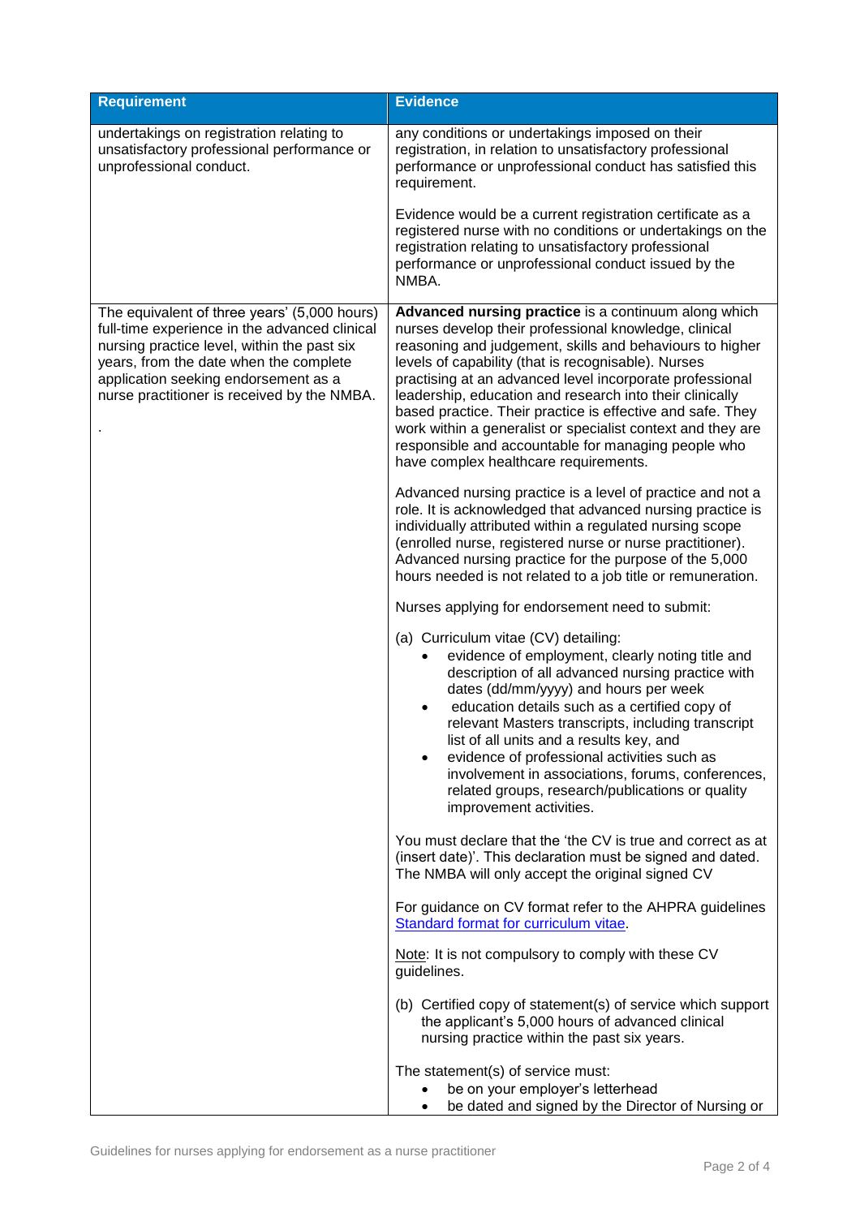| Requirement | Evidence |
|---|---|
| undertakings on registration relating to unsatisfactory professional performance or unprofessional conduct. | any conditions or undertakings imposed on their registration, in relation to unsatisfactory professional performance or unprofessional conduct has satisfied this requirement.<br><br>Evidence would be a current registration certificate as a registered nurse with no conditions or undertakings on the registration relating to unsatisfactory professional performance or unprofessional conduct issued by the NMBA. |
| The equivalent of three years' (5,000 hours) full-time experience in the advanced clinical nursing practice level, within the past six years, from the date when the complete application seeking endorsement as a nurse practitioner is received by the NMBA.<br><br>. | **Advanced nursing practice** is a continuum along which nurses develop their professional knowledge, clinical reasoning and judgement, skills and behaviours to higher levels of capability (that is recognisable). Nurses practising at an advanced level incorporate professional leadership, education and research into their clinically based practice. Their practice is effective and safe. They work within a generalist or specialist context and they are responsible and accountable for managing people who have complex healthcare requirements.<br><br>Advanced nursing practice is a level of practice and not a role. It is acknowledged that advanced nursing practice is individually attributed within a regulated nursing scope (enrolled nurse, registered nurse or nurse practitioner). Advanced nursing practice for the purpose of the 5,000 hours needed is not related to a job title or remuneration.<br><br>Nurses applying for endorsement need to submit:<br><br>(a) Curriculum vitae (CV) detailing:<br>• evidence of employment, clearly noting title and description of all advanced nursing practice with dates (dd/mm/yyyy) and hours per week<br>• education details such as a certified copy of relevant Masters transcripts, including transcript list of all units and a results key, and<br>• evidence of professional activities such as involvement in associations, forums, conferences, related groups, research/publications or quality improvement activities.<br><br>You must declare that the 'the CV is true and correct as at (insert date)'. This declaration must be signed and dated. The NMBA will only accept the original signed CV<br><br>For guidance on CV format refer to the AHPRA guidelines Standard format for curriculum vitae.<br><br>Note: It is not compulsory to comply with these CV guidelines.<br><br>(b) Certified copy of statement(s) of service which support the applicant's 5,000 hours of advanced clinical nursing practice within the past six years.<br><br>The statement(s) of service must:<br>• be on your employer's letterhead<br>• be dated and signed by the Director of Nursing or |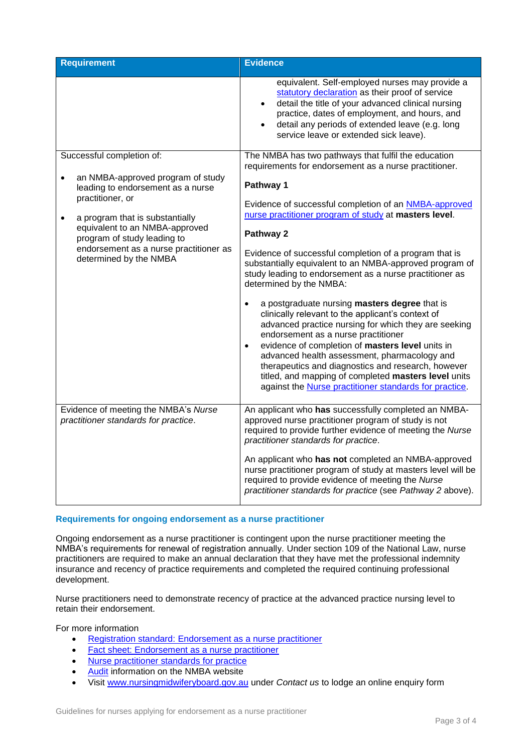| Requirement | Evidence |
| --- | --- |
| | equivalent. Self-employed nurses may provide a [statutory declaration] as their proof of service<br>• detail the title of your advanced clinical nursing practice, dates of employment, and hours, and<br>• detail any periods of extended leave (e.g. long service leave or extended sick leave). |
| Successful completion of:<br>• an NMBA-approved program of study leading to endorsement as a nurse practitioner, or<br>• a program that is substantially equivalent to an NMBA-approved program of study leading to endorsement as a nurse practitioner as determined by the NMBA | The NMBA has two pathways that fulfil the education requirements for endorsement as a nurse practitioner.<br>**Pathway 1**<br>Evidence of successful completion of an NMBA-approved nurse practitioner program of study at **masters level**.<br>**Pathway 2**<br>Evidence of successful completion of a program that is substantially equivalent to an NMBA-approved program of study leading to endorsement as a nurse practitioner as determined by the NMBA:<br>• a postgraduate nursing **masters degree** that is clinically relevant to the applicant's context of advanced practice nursing for which they are seeking endorsement as a nurse practitioner<br>• evidence of completion of **masters level** units in advanced health assessment, pharmacology and therapeutics and diagnostics and research, however titled, and mapping of completed **masters level** units against the Nurse practitioner standards for practice. |
| Evidence of meeting the NMBA's *Nurse practitioner standards for practice*. | An applicant who **has** successfully completed an NMBA-approved nurse practitioner program of study is not required to provide further evidence of meeting the *Nurse practitioner standards for practice*.<br>An applicant who **has not** completed an NMBA-approved nurse practitioner program of study at masters level will be required to provide evidence of meeting the *Nurse practitioner standards for practice* (see *Pathway 2* above). |

### Requirements for ongoing endorsement as a nurse practitioner

Ongoing endorsement as a nurse practitioner is contingent upon the nurse practitioner meeting the NMBA's requirements for renewal of registration annually. Under section 109 of the National Law, nurse practitioners are required to make an annual declaration that they have met the professional indemnity insurance and recency of practice requirements and completed the required continuing professional development.

Nurse practitioners need to demonstrate recency of practice at the advanced practice nursing level to retain their endorsement.

For more information

- Registration standard: Endorsement as a nurse practitioner
- Fact sheet: Endorsement as a nurse practitioner
- Nurse practitioner standards for practice
- Audit information on the NMBA website
- Visit www.nursingmidwiferyboard.gov.au under *Contact us* to lodge an online enquiry form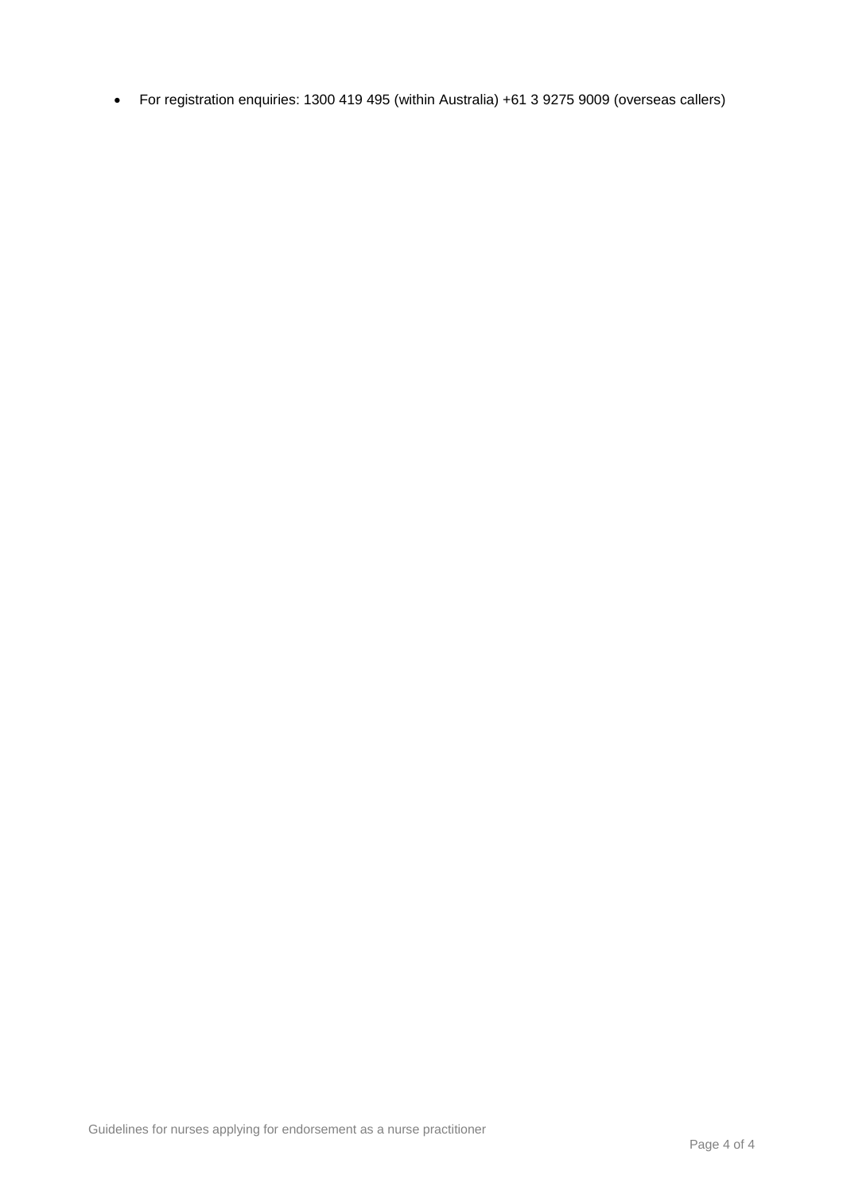- For registration enquiries: 1300 419 495 (within Australia) +61 3 9275 9009 (overseas callers)